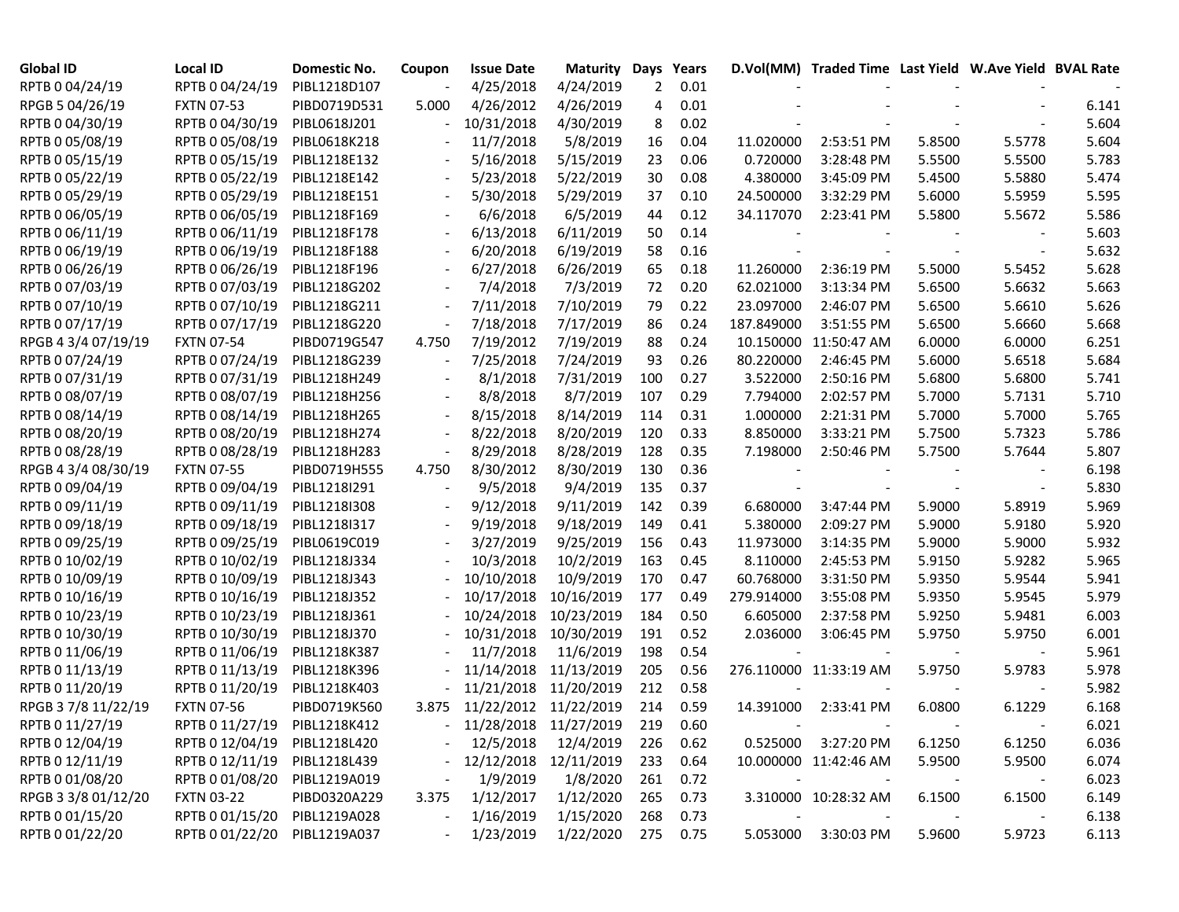| Global ID | Local ID | Domestic No. | Coupon | Issue Date | Maturity | Days | Years | D.Vol(MM) | Traded Time | Last Yield | W.Ave Yield | BVAL Rate |
|---|---|---|---|---|---|---|---|---|---|---|---|---|
| RPTB 0 04/24/19 | RPTB 0 04/24/19 | PIBL1218D107 | - | 4/25/2018 | 4/24/2019 | 2 | 0.01 | - | - | - | - | - |
| RPGB 5 04/26/19 | FXTN 07-53 | PIBD0719D531 | 5.000 | 4/26/2012 | 4/26/2019 | 4 | 0.01 | - | - | - | - | 6.141 |
| RPTB 0 04/30/19 | RPTB 0 04/30/19 | PIBL0618J201 | - | 10/31/2018 | 4/30/2019 | 8 | 0.02 | - | - | - | - | 5.604 |
| RPTB 0 05/08/19 | RPTB 0 05/08/19 | PIBL0618K218 | - | 11/7/2018 | 5/8/2019 | 16 | 0.04 | 11.020000 | 2:53:51 PM | 5.8500 | 5.5778 | 5.604 |
| RPTB 0 05/15/19 | RPTB 0 05/15/19 | PIBL1218E132 | - | 5/16/2018 | 5/15/2019 | 23 | 0.06 | 0.720000 | 3:28:48 PM | 5.5500 | 5.5500 | 5.783 |
| RPTB 0 05/22/19 | RPTB 0 05/22/19 | PIBL1218E142 | - | 5/23/2018 | 5/22/2019 | 30 | 0.08 | 4.380000 | 3:45:09 PM | 5.4500 | 5.5880 | 5.474 |
| RPTB 0 05/29/19 | RPTB 0 05/29/19 | PIBL1218E151 | - | 5/30/2018 | 5/29/2019 | 37 | 0.10 | 24.500000 | 3:32:29 PM | 5.6000 | 5.5959 | 5.595 |
| RPTB 0 06/05/19 | RPTB 0 06/05/19 | PIBL1218F169 | - | 6/6/2018 | 6/5/2019 | 44 | 0.12 | 34.117070 | 2:23:41 PM | 5.5800 | 5.5672 | 5.586 |
| RPTB 0 06/11/19 | RPTB 0 06/11/19 | PIBL1218F178 | - | 6/13/2018 | 6/11/2019 | 50 | 0.14 | - | - | - | - | 5.603 |
| RPTB 0 06/19/19 | RPTB 0 06/19/19 | PIBL1218F188 | - | 6/20/2018 | 6/19/2019 | 58 | 0.16 | - | - | - | - | 5.632 |
| RPTB 0 06/26/19 | RPTB 0 06/26/19 | PIBL1218F196 | - | 6/27/2018 | 6/26/2019 | 65 | 0.18 | 11.260000 | 2:36:19 PM | 5.5000 | 5.5452 | 5.628 |
| RPTB 0 07/03/19 | RPTB 0 07/03/19 | PIBL1218G202 | - | 7/4/2018 | 7/3/2019 | 72 | 0.20 | 62.021000 | 3:13:34 PM | 5.6500 | 5.6632 | 5.663 |
| RPTB 0 07/10/19 | RPTB 0 07/10/19 | PIBL1218G211 | - | 7/11/2018 | 7/10/2019 | 79 | 0.22 | 23.097000 | 2:46:07 PM | 5.6500 | 5.6610 | 5.626 |
| RPTB 0 07/17/19 | RPTB 0 07/17/19 | PIBL1218G220 | - | 7/18/2018 | 7/17/2019 | 86 | 0.24 | 187.849000 | 3:51:55 PM | 5.6500 | 5.6660 | 5.668 |
| RPGB 4 3/4 07/19/19 | FXTN 07-54 | PIBD0719G547 | 4.750 | 7/19/2012 | 7/19/2019 | 88 | 0.24 | 10.150000 | 11:50:47 AM | 6.0000 | 6.0000 | 6.251 |
| RPTB 0 07/24/19 | RPTB 0 07/24/19 | PIBL1218G239 | - | 7/25/2018 | 7/24/2019 | 93 | 0.26 | 80.220000 | 2:46:45 PM | 5.6000 | 5.6518 | 5.684 |
| RPTB 0 07/31/19 | RPTB 0 07/31/19 | PIBL1218H249 | - | 8/1/2018 | 7/31/2019 | 100 | 0.27 | 3.522000 | 2:50:16 PM | 5.6800 | 5.6800 | 5.741 |
| RPTB 0 08/07/19 | RPTB 0 08/07/19 | PIBL1218H256 | - | 8/8/2018 | 8/7/2019 | 107 | 0.29 | 7.794000 | 2:02:57 PM | 5.7000 | 5.7131 | 5.710 |
| RPTB 0 08/14/19 | RPTB 0 08/14/19 | PIBL1218H265 | - | 8/15/2018 | 8/14/2019 | 114 | 0.31 | 1.000000 | 2:21:31 PM | 5.7000 | 5.7000 | 5.765 |
| RPTB 0 08/20/19 | RPTB 0 08/20/19 | PIBL1218H274 | - | 8/22/2018 | 8/20/2019 | 120 | 0.33 | 8.850000 | 3:33:21 PM | 5.7500 | 5.7323 | 5.786 |
| RPTB 0 08/28/19 | RPTB 0 08/28/19 | PIBL1218H283 | - | 8/29/2018 | 8/28/2019 | 128 | 0.35 | 7.198000 | 2:50:46 PM | 5.7500 | 5.7644 | 5.807 |
| RPGB 4 3/4 08/30/19 | FXTN 07-55 | PIBD0719H555 | 4.750 | 8/30/2012 | 8/30/2019 | 130 | 0.36 | - | - | - | - | 6.198 |
| RPTB 0 09/04/19 | RPTB 0 09/04/19 | PIBL1218I291 | - | 9/5/2018 | 9/4/2019 | 135 | 0.37 | - | - | - | - | 5.830 |
| RPTB 0 09/11/19 | RPTB 0 09/11/19 | PIBL1218I308 | - | 9/12/2018 | 9/11/2019 | 142 | 0.39 | 6.680000 | 3:47:44 PM | 5.9000 | 5.8919 | 5.969 |
| RPTB 0 09/18/19 | RPTB 0 09/18/19 | PIBL1218I317 | - | 9/19/2018 | 9/18/2019 | 149 | 0.41 | 5.380000 | 2:09:27 PM | 5.9000 | 5.9180 | 5.920 |
| RPTB 0 09/25/19 | RPTB 0 09/25/19 | PIBL0619C019 | - | 3/27/2019 | 9/25/2019 | 156 | 0.43 | 11.973000 | 3:14:35 PM | 5.9000 | 5.9000 | 5.932 |
| RPTB 0 10/02/19 | RPTB 0 10/02/19 | PIBL1218J334 | - | 10/3/2018 | 10/2/2019 | 163 | 0.45 | 8.110000 | 2:45:53 PM | 5.9150 | 5.9282 | 5.965 |
| RPTB 0 10/09/19 | RPTB 0 10/09/19 | PIBL1218J343 | - | 10/10/2018 | 10/9/2019 | 170 | 0.47 | 60.768000 | 3:31:50 PM | 5.9350 | 5.9544 | 5.941 |
| RPTB 0 10/16/19 | RPTB 0 10/16/19 | PIBL1218J352 | - | 10/17/2018 | 10/16/2019 | 177 | 0.49 | 279.914000 | 3:55:08 PM | 5.9350 | 5.9545 | 5.979 |
| RPTB 0 10/23/19 | RPTB 0 10/23/19 | PIBL1218J361 | - | 10/24/2018 | 10/23/2019 | 184 | 0.50 | 6.605000 | 2:37:58 PM | 5.9250 | 5.9481 | 6.003 |
| RPTB 0 10/30/19 | RPTB 0 10/30/19 | PIBL1218J370 | - | 10/31/2018 | 10/30/2019 | 191 | 0.52 | 2.036000 | 3:06:45 PM | 5.9750 | 5.9750 | 6.001 |
| RPTB 0 11/06/19 | RPTB 0 11/06/19 | PIBL1218K387 | - | 11/7/2018 | 11/6/2019 | 198 | 0.54 | - | - | - | - | 5.961 |
| RPTB 0 11/13/19 | RPTB 0 11/13/19 | PIBL1218K396 | - | 11/14/2018 | 11/13/2019 | 205 | 0.56 | 276.110000 | 11:33:19 AM | 5.9750 | 5.9783 | 5.978 |
| RPTB 0 11/20/19 | RPTB 0 11/20/19 | PIBL1218K403 | - | 11/21/2018 | 11/20/2019 | 212 | 0.58 | - | - | - | - | 5.982 |
| RPGB 3 7/8 11/22/19 | FXTN 07-56 | PIBD0719K560 | 3.875 | 11/22/2012 | 11/22/2019 | 214 | 0.59 | 14.391000 | 2:33:41 PM | 6.0800 | 6.1229 | 6.168 |
| RPTB 0 11/27/19 | RPTB 0 11/27/19 | PIBL1218K412 | - | 11/28/2018 | 11/27/2019 | 219 | 0.60 | - | - | - | - | 6.021 |
| RPTB 0 12/04/19 | RPTB 0 12/04/19 | PIBL1218L420 | - | 12/5/2018 | 12/4/2019 | 226 | 0.62 | 0.525000 | 3:27:20 PM | 6.1250 | 6.1250 | 6.036 |
| RPTB 0 12/11/19 | RPTB 0 12/11/19 | PIBL1218L439 | - | 12/12/2018 | 12/11/2019 | 233 | 0.64 | 10.000000 | 11:42:46 AM | 5.9500 | 5.9500 | 6.074 |
| RPTB 0 01/08/20 | RPTB 0 01/08/20 | PIBL1219A019 | - | 1/9/2019 | 1/8/2020 | 261 | 0.72 | - | - | - | - | 6.023 |
| RPGB 3 3/8 01/12/20 | FXTN 03-22 | PIBD0320A229 | 3.375 | 1/12/2017 | 1/12/2020 | 265 | 0.73 | 3.310000 | 10:28:32 AM | 6.1500 | 6.1500 | 6.149 |
| RPTB 0 01/15/20 | RPTB 0 01/15/20 | PIBL1219A028 | - | 1/16/2019 | 1/15/2020 | 268 | 0.73 | - | - | - | - | 6.138 |
| RPTB 0 01/22/20 | RPTB 0 01/22/20 | PIBL1219A037 | - | 1/23/2019 | 1/22/2020 | 275 | 0.75 | 5.053000 | 3:30:03 PM | 5.9600 | 5.9723 | 6.113 |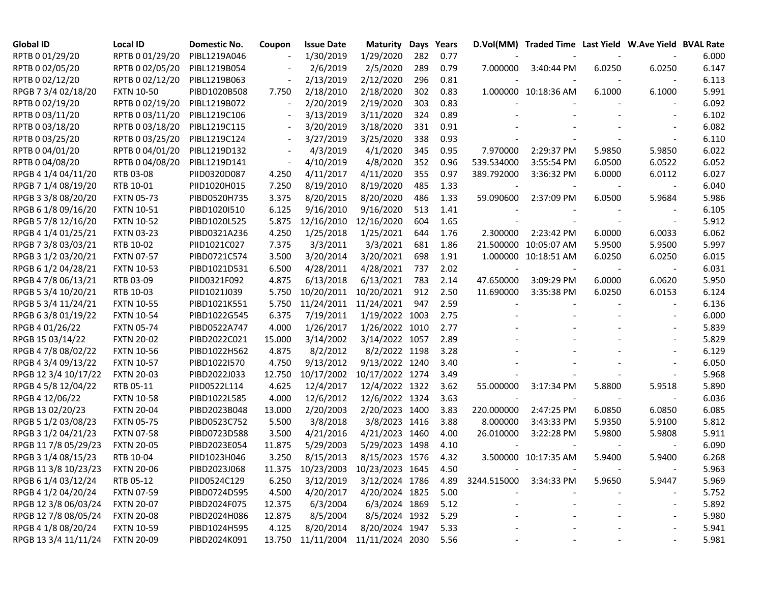| Global ID | Local ID | Domestic No. | Coupon | Issue Date | Maturity | Days | Years | D.Vol(MM) | Traded Time | Last Yield | W.Ave Yield | BVAL Rate |
|---|---|---|---|---|---|---|---|---|---|---|---|---|
| RPTB 0 01/29/20 | RPTB 0 01/29/20 | PIBL1219A046 | - | 1/30/2019 | 1/29/2020 | 282 | 0.77 | - | - | - | - | 6.000 |
| RPTB 0 02/05/20 | RPTB 0 02/05/20 | PIBL1219B054 | - | 2/6/2019 | 2/5/2020 | 289 | 0.79 | 7.000000 | 3:40:44 PM | 6.0250 | 6.0250 | 6.147 |
| RPTB 0 02/12/20 | RPTB 0 02/12/20 | PIBL1219B063 | - | 2/13/2019 | 2/12/2020 | 296 | 0.81 | - | - | - | - | 6.113 |
| RPGB 7 3/4 02/18/20 | FXTN 10-50 | PIBD1020B508 | 7.750 | 2/18/2010 | 2/18/2020 | 302 | 0.83 | 1.000000 | 10:18:36 AM | 6.1000 | 6.1000 | 5.991 |
| RPTB 0 02/19/20 | RPTB 0 02/19/20 | PIBL1219B072 | - | 2/20/2019 | 2/19/2020 | 303 | 0.83 | - | - | - | - | 6.092 |
| RPTB 0 03/11/20 | RPTB 0 03/11/20 | PIBL1219C106 | - | 3/13/2019 | 3/11/2020 | 324 | 0.89 | - | - | - | - | 6.102 |
| RPTB 0 03/18/20 | RPTB 0 03/18/20 | PIBL1219C115 | - | 3/20/2019 | 3/18/2020 | 331 | 0.91 | - | - | - | - | 6.082 |
| RPTB 0 03/25/20 | RPTB 0 03/25/20 | PIBL1219C124 | - | 3/27/2019 | 3/25/2020 | 338 | 0.93 | - | - | - | - | 6.110 |
| RPTB 0 04/01/20 | RPTB 0 04/01/20 | PIBL1219D132 | - | 4/3/2019 | 4/1/2020 | 345 | 0.95 | 7.970000 | 2:29:37 PM | 5.9850 | 5.9850 | 6.022 |
| RPTB 0 04/08/20 | RPTB 0 04/08/20 | PIBL1219D141 | - | 4/10/2019 | 4/8/2020 | 352 | 0.96 | 539.534000 | 3:55:54 PM | 6.0500 | 6.0522 | 6.052 |
| RPGB 4 1/4 04/11/20 | RTB 03-08 | PIID0320D087 | 4.250 | 4/11/2017 | 4/11/2020 | 355 | 0.97 | 389.792000 | 3:36:32 PM | 6.0000 | 6.0112 | 6.027 |
| RPGB 7 1/4 08/19/20 | RTB 10-01 | PIID1020H015 | 7.250 | 8/19/2010 | 8/19/2020 | 485 | 1.33 | - | - | - | - | 6.040 |
| RPGB 3 3/8 08/20/20 | FXTN 05-73 | PIBD0520H735 | 3.375 | 8/20/2015 | 8/20/2020 | 486 | 1.33 | 59.090600 | 2:37:09 PM | 6.0500 | 5.9684 | 5.986 |
| RPGB 6 1/8 09/16/20 | FXTN 10-51 | PIBD1020I510 | 6.125 | 9/16/2010 | 9/16/2020 | 513 | 1.41 | - | - | - | - | 6.105 |
| RPGB 5 7/8 12/16/20 | FXTN 10-52 | PIBD1020L525 | 5.875 | 12/16/2010 | 12/16/2020 | 604 | 1.65 | - | - | - | - | 5.912 |
| RPGB 4 1/4 01/25/21 | FXTN 03-23 | PIBD0321A236 | 4.250 | 1/25/2018 | 1/25/2021 | 644 | 1.76 | 2.300000 | 2:23:42 PM | 6.0000 | 6.0033 | 6.062 |
| RPGB 7 3/8 03/03/21 | RTB 10-02 | PIID1021C027 | 7.375 | 3/3/2011 | 3/3/2021 | 681 | 1.86 | 21.500000 | 10:05:07 AM | 5.9500 | 5.9500 | 5.997 |
| RPGB 3 1/2 03/20/21 | FXTN 07-57 | PIBD0721C574 | 3.500 | 3/20/2014 | 3/20/2021 | 698 | 1.91 | 1.000000 | 10:18:51 AM | 6.0250 | 6.0250 | 6.015 |
| RPGB 6 1/2 04/28/21 | FXTN 10-53 | PIBD1021D531 | 6.500 | 4/28/2011 | 4/28/2021 | 737 | 2.02 | - | - | - | - | 6.031 |
| RPGB 4 7/8 06/13/21 | RTB 03-09 | PIID0321F092 | 4.875 | 6/13/2018 | 6/13/2021 | 783 | 2.14 | 47.650000 | 3:09:29 PM | 6.0000 | 6.0620 | 5.950 |
| RPGB 5 3/4 10/20/21 | RTB 10-03 | PIID1021J039 | 5.750 | 10/20/2011 | 10/20/2021 | 912 | 2.50 | 11.690000 | 3:35:38 PM | 6.0250 | 6.0153 | 6.124 |
| RPGB 5 3/4 11/24/21 | FXTN 10-55 | PIBD1021K551 | 5.750 | 11/24/2011 | 11/24/2021 | 947 | 2.59 | - | - | - | - | 6.136 |
| RPGB 6 3/8 01/19/22 | FXTN 10-54 | PIBD1022G545 | 6.375 | 7/19/2011 | 1/19/2022 | 1003 | 2.75 | - | - | - | - | 6.000 |
| RPGB 4 01/26/22 | FXTN 05-74 | PIBD0522A747 | 4.000 | 1/26/2017 | 1/26/2022 | 1010 | 2.77 | - | - | - | - | 5.839 |
| RPGB 15 03/14/22 | FXTN 20-02 | PIBD2022C021 | 15.000 | 3/14/2002 | 3/14/2022 | 1057 | 2.89 | - | - | - | - | 5.829 |
| RPGB 4 7/8 08/02/22 | FXTN 10-56 | PIBD1022H562 | 4.875 | 8/2/2012 | 8/2/2022 | 1198 | 3.28 | - | - | - | - | 6.129 |
| RPGB 4 3/4 09/13/22 | FXTN 10-57 | PIBD1022I570 | 4.750 | 9/13/2012 | 9/13/2022 | 1240 | 3.40 | - | - | - | - | 6.050 |
| RPGB 12 3/4 10/17/22 | FXTN 20-03 | PIBD2022J033 | 12.750 | 10/17/2002 | 10/17/2022 | 1274 | 3.49 | - | - | - | - | 5.968 |
| RPGB 4 5/8 12/04/22 | RTB 05-11 | PIID0522L114 | 4.625 | 12/4/2017 | 12/4/2022 | 1322 | 3.62 | 55.000000 | 3:17:34 PM | 5.8800 | 5.9518 | 5.890 |
| RPGB 4 12/06/22 | FXTN 10-58 | PIBD1022L585 | 4.000 | 12/6/2012 | 12/6/2022 | 1324 | 3.63 | - | - | - | - | 6.036 |
| RPGB 13 02/20/23 | FXTN 20-04 | PIBD2023B048 | 13.000 | 2/20/2003 | 2/20/2023 | 1400 | 3.83 | 220.000000 | 2:47:25 PM | 6.0850 | 6.0850 | 6.085 |
| RPGB 5 1/2 03/08/23 | FXTN 05-75 | PIBD0523C752 | 5.500 | 3/8/2018 | 3/8/2023 | 1416 | 3.88 | 8.000000 | 3:43:33 PM | 5.9350 | 5.9100 | 5.812 |
| RPGB 3 1/2 04/21/23 | FXTN 07-58 | PIBD0723D588 | 3.500 | 4/21/2016 | 4/21/2023 | 1460 | 4.00 | 26.010000 | 3:22:28 PM | 5.9800 | 5.9808 | 5.911 |
| RPGB 11 7/8 05/29/23 | FXTN 20-05 | PIBD2023E054 | 11.875 | 5/29/2003 | 5/29/2023 | 1498 | 4.10 | - | - | - | - | 6.090 |
| RPGB 3 1/4 08/15/23 | RTB 10-04 | PIID1023H046 | 3.250 | 8/15/2013 | 8/15/2023 | 1576 | 4.32 | 3.500000 | 10:17:35 AM | 5.9400 | 5.9400 | 6.268 |
| RPGB 11 3/8 10/23/23 | FXTN 20-06 | PIBD2023J068 | 11.375 | 10/23/2003 | 10/23/2023 | 1645 | 4.50 | - | - | - | - | 5.963 |
| RPGB 6 1/4 03/12/24 | RTB 05-12 | PIID0524C129 | 6.250 | 3/12/2019 | 3/12/2024 | 1786 | 4.89 | 3244.515000 | 3:34:33 PM | 5.9650 | 5.9447 | 5.969 |
| RPGB 4 1/2 04/20/24 | FXTN 07-59 | PIBD0724D595 | 4.500 | 4/20/2017 | 4/20/2024 | 1825 | 5.00 | - | - | - | - | 5.752 |
| RPGB 12 3/8 06/03/24 | FXTN 20-07 | PIBD2024F075 | 12.375 | 6/3/2004 | 6/3/2024 | 1869 | 5.12 | - | - | - | - | 5.892 |
| RPGB 12 7/8 08/05/24 | FXTN 20-08 | PIBD2024H086 | 12.875 | 8/5/2004 | 8/5/2024 | 1932 | 5.29 | - | - | - | - | 5.980 |
| RPGB 4 1/8 08/20/24 | FXTN 10-59 | PIBD1024H595 | 4.125 | 8/20/2014 | 8/20/2024 | 1947 | 5.33 | - | - | - | - | 5.941 |
| RPGB 13 3/4 11/11/24 | FXTN 20-09 | PIBD2024K091 | 13.750 | 11/11/2004 | 11/11/2024 | 2030 | 5.56 | - | - | - | - | 5.981 |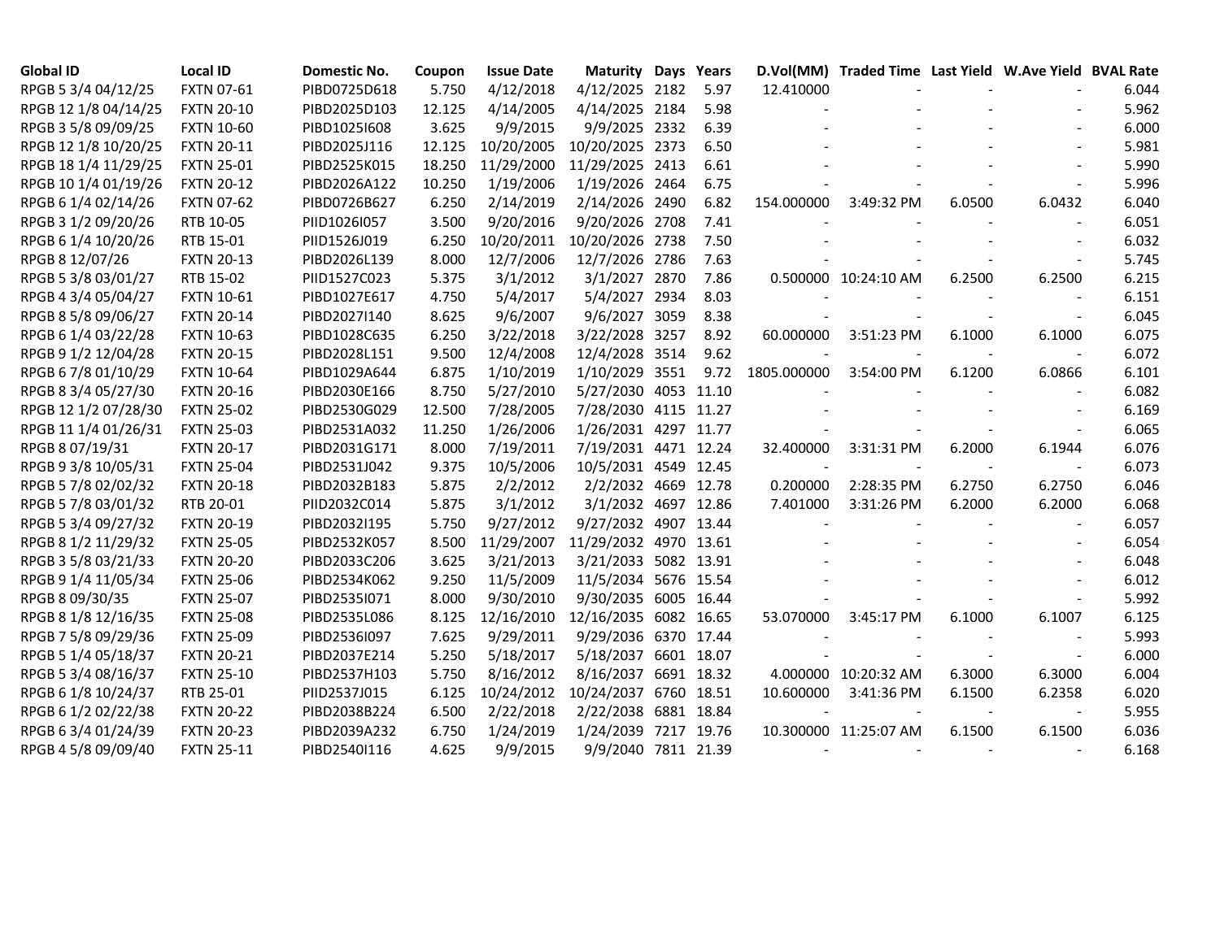| Global ID | Local ID | Domestic No. | Coupon | Issue Date | Maturity | Days | Years | D.Vol(MM) | Traded Time | Last Yield | W.Ave Yield | BVAL Rate |
|---|---|---|---|---|---|---|---|---|---|---|---|---|
| RPGB 5 3/4 04/12/25 | FXTN 07-61 | PIBD0725D618 | 5.750 | 4/12/2018 | 4/12/2025 | 2182 | 5.97 | 12.410000 | - | - | - | 6.044 |
| RPGB 12 1/8 04/14/25 | FXTN 20-10 | PIBD2025D103 | 12.125 | 4/14/2005 | 4/14/2025 | 2184 | 5.98 | - | - | - | - | 5.962 |
| RPGB 3 5/8 09/09/25 | FXTN 10-60 | PIBD1025I608 | 3.625 | 9/9/2015 | 9/9/2025 | 2332 | 6.39 | - | - | - | - | 6.000 |
| RPGB 12 1/8 10/20/25 | FXTN 20-11 | PIBD2025J116 | 12.125 | 10/20/2005 | 10/20/2025 | 2373 | 6.50 | - | - | - | - | 5.981 |
| RPGB 18 1/4 11/29/25 | FXTN 25-01 | PIBD2525K015 | 18.250 | 11/29/2000 | 11/29/2025 | 2413 | 6.61 | - | - | - | - | 5.990 |
| RPGB 10 1/4 01/19/26 | FXTN 20-12 | PIBD2026A122 | 10.250 | 1/19/2006 | 1/19/2026 | 2464 | 6.75 | - | - | - | - | 5.996 |
| RPGB 6 1/4 02/14/26 | FXTN 07-62 | PIBD0726B627 | 6.250 | 2/14/2019 | 2/14/2026 | 2490 | 6.82 | 154.000000 | 3:49:32 PM | 6.0500 | 6.0432 | 6.040 |
| RPGB 3 1/2 09/20/26 | RTB 10-05 | PIID1026I057 | 3.500 | 9/20/2016 | 9/20/2026 | 2708 | 7.41 | - | - | - | - | 6.051 |
| RPGB 6 1/4 10/20/26 | RTB 15-01 | PIID1526J019 | 6.250 | 10/20/2011 | 10/20/2026 | 2738 | 7.50 | - | - | - | - | 6.032 |
| RPGB 8 12/07/26 | FXTN 20-13 | PIBD2026L139 | 8.000 | 12/7/2006 | 12/7/2026 | 2786 | 7.63 | - | - | - | - | 5.745 |
| RPGB 5 3/8 03/01/27 | RTB 15-02 | PIID1527C023 | 5.375 | 3/1/2012 | 3/1/2027 | 2870 | 7.86 | 0.500000 | 10:24:10 AM | 6.2500 | 6.2500 | 6.215 |
| RPGB 4 3/4 05/04/27 | FXTN 10-61 | PIBD1027E617 | 4.750 | 5/4/2017 | 5/4/2027 | 2934 | 8.03 | - | - | - | - | 6.151 |
| RPGB 8 5/8 09/06/27 | FXTN 20-14 | PIBD2027I140 | 8.625 | 9/6/2007 | 9/6/2027 | 3059 | 8.38 | - | - | - | - | 6.045 |
| RPGB 6 1/4 03/22/28 | FXTN 10-63 | PIBD1028C635 | 6.250 | 3/22/2018 | 3/22/2028 | 3257 | 8.92 | 60.000000 | 3:51:23 PM | 6.1000 | 6.1000 | 6.075 |
| RPGB 9 1/2 12/04/28 | FXTN 20-15 | PIBD2028L151 | 9.500 | 12/4/2008 | 12/4/2028 | 3514 | 9.62 | - | - | - | - | 6.072 |
| RPGB 6 7/8 01/10/29 | FXTN 10-64 | PIBD1029A644 | 6.875 | 1/10/2019 | 1/10/2029 | 3551 | 9.72 | 1805.000000 | 3:54:00 PM | 6.1200 | 6.0866 | 6.101 |
| RPGB 8 3/4 05/27/30 | FXTN 20-16 | PIBD2030E166 | 8.750 | 5/27/2010 | 5/27/2030 | 4053 | 11.10 | - | - | - | - | 6.082 |
| RPGB 12 1/2 07/28/30 | FXTN 25-02 | PIBD2530G029 | 12.500 | 7/28/2005 | 7/28/2030 | 4115 | 11.27 | - | - | - | - | 6.169 |
| RPGB 11 1/4 01/26/31 | FXTN 25-03 | PIBD2531A032 | 11.250 | 1/26/2006 | 1/26/2031 | 4297 | 11.77 | - | - | - | - | 6.065 |
| RPGB 8 07/19/31 | FXTN 20-17 | PIBD2031G171 | 8.000 | 7/19/2011 | 7/19/2031 | 4471 | 12.24 | 32.400000 | 3:31:31 PM | 6.2000 | 6.1944 | 6.076 |
| RPGB 9 3/8 10/05/31 | FXTN 25-04 | PIBD2531J042 | 9.375 | 10/5/2006 | 10/5/2031 | 4549 | 12.45 | - | - | - | - | 6.073 |
| RPGB 5 7/8 02/02/32 | FXTN 20-18 | PIBD2032B183 | 5.875 | 2/2/2012 | 2/2/2032 | 4669 | 12.78 | 0.200000 | 2:28:35 PM | 6.2750 | 6.2750 | 6.046 |
| RPGB 5 7/8 03/01/32 | RTB 20-01 | PIID2032C014 | 5.875 | 3/1/2012 | 3/1/2032 | 4697 | 12.86 | 7.401000 | 3:31:26 PM | 6.2000 | 6.2000 | 6.068 |
| RPGB 5 3/4 09/27/32 | FXTN 20-19 | PIBD2032I195 | 5.750 | 9/27/2012 | 9/27/2032 | 4907 | 13.44 | - | - | - | - | 6.057 |
| RPGB 8 1/2 11/29/32 | FXTN 25-05 | PIBD2532K057 | 8.500 | 11/29/2007 | 11/29/2032 | 4970 | 13.61 | - | - | - | - | 6.054 |
| RPGB 3 5/8 03/21/33 | FXTN 20-20 | PIBD2033C206 | 3.625 | 3/21/2013 | 3/21/2033 | 5082 | 13.91 | - | - | - | - | 6.048 |
| RPGB 9 1/4 11/05/34 | FXTN 25-06 | PIBD2534K062 | 9.250 | 11/5/2009 | 11/5/2034 | 5676 | 15.54 | - | - | - | - | 6.012 |
| RPGB 8 09/30/35 | FXTN 25-07 | PIBD2535I071 | 8.000 | 9/30/2010 | 9/30/2035 | 6005 | 16.44 | - | - | - | - | 5.992 |
| RPGB 8 1/8 12/16/35 | FXTN 25-08 | PIBD2535L086 | 8.125 | 12/16/2010 | 12/16/2035 | 6082 | 16.65 | 53.070000 | 3:45:17 PM | 6.1000 | 6.1007 | 6.125 |
| RPGB 7 5/8 09/29/36 | FXTN 25-09 | PIBD2536I097 | 7.625 | 9/29/2011 | 9/29/2036 | 6370 | 17.44 | - | - | - | - | 5.993 |
| RPGB 5 1/4 05/18/37 | FXTN 20-21 | PIBD2037E214 | 5.250 | 5/18/2017 | 5/18/2037 | 6601 | 18.07 | - | - | - | - | 6.000 |
| RPGB 5 3/4 08/16/37 | FXTN 25-10 | PIBD2537H103 | 5.750 | 8/16/2012 | 8/16/2037 | 6691 | 18.32 | 4.000000 | 10:20:32 AM | 6.3000 | 6.3000 | 6.004 |
| RPGB 6 1/8 10/24/37 | RTB 25-01 | PIID2537J015 | 6.125 | 10/24/2012 | 10/24/2037 | 6760 | 18.51 | 10.600000 | 3:41:36 PM | 6.1500 | 6.2358 | 6.020 |
| RPGB 6 1/2 02/22/38 | FXTN 20-22 | PIBD2038B224 | 6.500 | 2/22/2018 | 2/22/2038 | 6881 | 18.84 | - | - | - | - | 5.955 |
| RPGB 6 3/4 01/24/39 | FXTN 20-23 | PIBD2039A232 | 6.750 | 1/24/2019 | 1/24/2039 | 7217 | 19.76 | 10.300000 | 11:25:07 AM | 6.1500 | 6.1500 | 6.036 |
| RPGB 4 5/8 09/09/40 | FXTN 25-11 | PIBD2540I116 | 4.625 | 9/9/2015 | 9/9/2040 | 7811 | 21.39 | - | - | - | - | 6.168 |